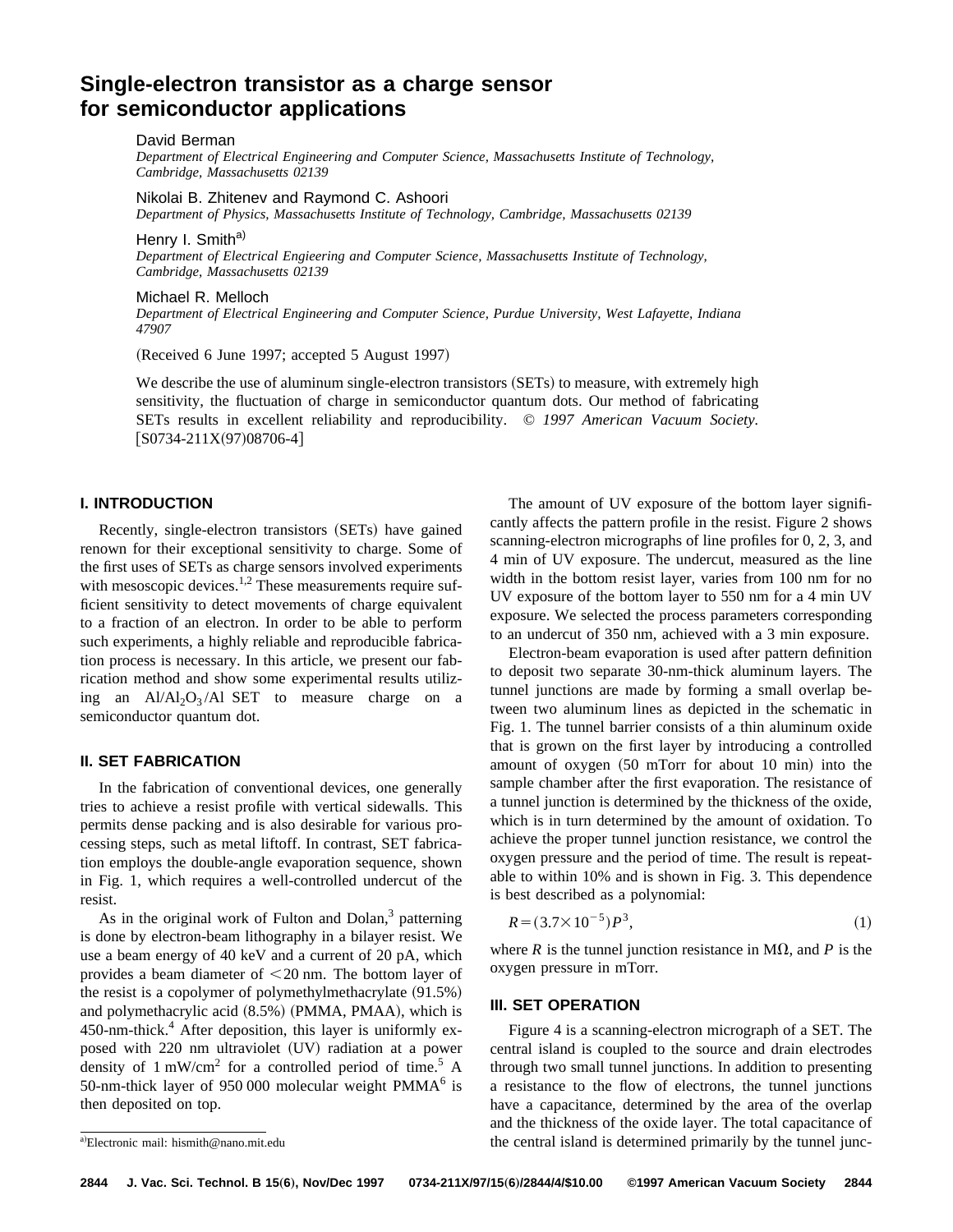# Single-electron transistor as a charge sensor for semiconductor applications

David Berman
*Department of Electrical Engineering and Computer Science, Massachusetts Institute of Technology, Cambridge, Massachusetts 02139*

Nikolai B. Zhitenev and Raymond C. Ashoori
*Department of Physics, Massachusetts Institute of Technology, Cambridge, Massachusetts 02139*

Henry I. Smith[a)]
*Department of Electrical Engieering and Computer Science, Massachusetts Institute of Technology, Cambridge, Massachusetts 02139*

Michael R. Melloch
*Department of Electrical Engineering and Computer Science, Purdue University, West Lafayette, Indiana 47907*

(Received 6 June 1997; accepted 5 August 1997)

We describe the use of aluminum single-electron transistors (SETs) to measure, with extremely high sensitivity, the fluctuation of charge in semiconductor quantum dots. Our method of fabricating SETs results in excellent reliability and reproducibility. © *1997 American Vacuum Society.* [S0734-211X(97)08706-4]

## I. INTRODUCTION

Recently, single-electron transistors (SETs) have gained renown for their exceptional sensitivity to charge. Some of the first uses of SETs as charge sensors involved experiments with mesoscopic devices.[1,2] These measurements require sufficient sensitivity to detect movements of charge equivalent to a fraction of an electron. In order to be able to perform such experiments, a highly reliable and reproducible fabrication process is necessary. In this article, we present our fabrication method and show some experimental results utilizing an $Al/Al_2O_3/Al$ SET to measure charge on a semiconductor quantum dot.

## II. SET FABRICATION

In the fabrication of conventional devices, one generally tries to achieve a resist profile with vertical sidewalls. This permits dense packing and is also desirable for various processing steps, such as metal liftoff. In contrast, SET fabrication employs the double-angle evaporation sequence, shown in Fig. 1, which requires a well-controlled undercut of the resist.

As in the original work of Fulton and Dolan,[3] patterning is done by electron-beam lithography in a bilayer resist. We use a beam energy of 40 keV and a current of 20 pA, which provides a beam diameter of <20 nm. The bottom layer of the resist is a copolymer of polymethylmethacrylate (91.5%) and polymethacrylic acid (8.5%) (PMMA, PMAA), which is 450-nm-thick.[4] After deposition, this layer is uniformly exposed with 220 nm ultraviolet (UV) radiation at a power density of 1 mW/cm$^2$ for a controlled period of time.[5] A 50-nm-thick layer of 950 000 molecular weight PMMA[6] is then deposited on top.

The amount of UV exposure of the bottom layer significantly affects the pattern profile in the resist. Figure 2 shows scanning-electron micrographs of line profiles for 0, 2, 3, and 4 min of UV exposure. The undercut, measured as the line width in the bottom resist layer, varies from 100 nm for no UV exposure of the bottom layer to 550 nm for a 4 min UV exposure. We selected the process parameters corresponding to an undercut of 350 nm, achieved with a 3 min exposure.

Electron-beam evaporation is used after pattern definition to deposit two separate 30-nm-thick aluminum layers. The tunnel junctions are made by forming a small overlap between two aluminum lines as depicted in the schematic in Fig. 1. The tunnel barrier consists of a thin aluminum oxide that is grown on the first layer by introducing a controlled amount of oxygen (50 mTorr for about 10 min) into the sample chamber after the first evaporation. The resistance of a tunnel junction is determined by the thickness of the oxide, which is in turn determined by the amount of oxidation. To achieve the proper tunnel junction resistance, we control the oxygen pressure and the period of time. The result is repeatable to within 10% and is shown in Fig. 3. This dependence is best described as a polynomial:

$$R=(3.7\times 10^{-5})P^3, \tag{1}$$

where $R$ is the tunnel junction resistance in M$\Omega$, and $P$ is the oxygen pressure in mTorr.

## III. SET OPERATION

Figure 4 is a scanning-electron micrograph of a SET. The central island is coupled to the source and drain electrodes through two small tunnel junctions. In addition to presenting a resistance to the flow of electrons, the tunnel junctions have a capacitance, determined by the area of the overlap and the thickness of the oxide layer. The total capacitance of the central island is determined primarily by the tunnel junc-

[a)]Electronic mail: hismith@nano.mit.edu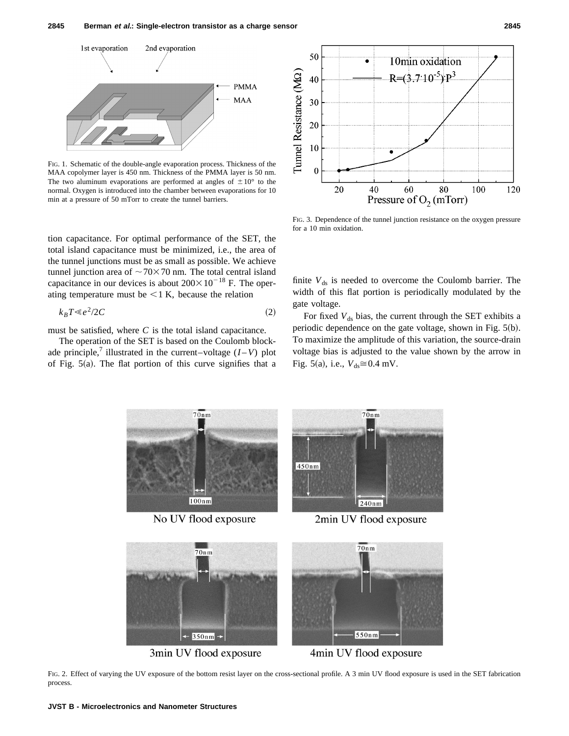FIG. 1. Schematic of the double-angle evaporation process. Thickness of the MAA copolymer layer is 450 nm. Thickness of the PMMA layer is 50 nm. The two aluminum evaporations are performed at angles of $\pm 10°$ to the normal. Oxygen is introduced into the chamber between evaporations for 10 min at a pressure of 50 mTorr to create the tunnel barriers.

tion capacitance. For optimal performance of the SET, the total island capacitance must be minimized, i.e., the area of the tunnel junctions must be as small as possible. We achieve tunnel junction area of $\sim 70 \times 70$ nm. The total central island capacitance in our devices is about $200 \times 10^{-18}$ F. The operating temperature must be $< 1$ K, because the relation

$$k_B T \ll e^2/2C \tag{2}$$

must be satisfied, where $C$ is the total island capacitance.

The operation of the SET is based on the Coulomb blockade principle,[7] illustrated in the current–voltage ($I-V$) plot of Fig. 5(a). The flat portion of this curve signifies that a finite $V_{ds}$ is needed to overcome the Coulomb barrier. The width of this flat portion is periodically modulated by the gate voltage.

For fixed $V_{ds}$ bias, the current through the SET exhibits a periodic dependence on the gate voltage, shown in Fig. 5(b). To maximize the amplitude of this variation, the source-drain voltage bias is adjusted to the value shown by the arrow in Fig. 5(a), i.e., $V_{ds} \cong 0.4$ mV.

FIG. 3. Dependence of the tunnel junction resistance on the oxygen pressure for a 10 min oxidation.

FIG. 2. Effect of varying the UV exposure of the bottom resist layer on the cross-sectional profile. A 3 min UV flood exposure is used in the SET fabrication process.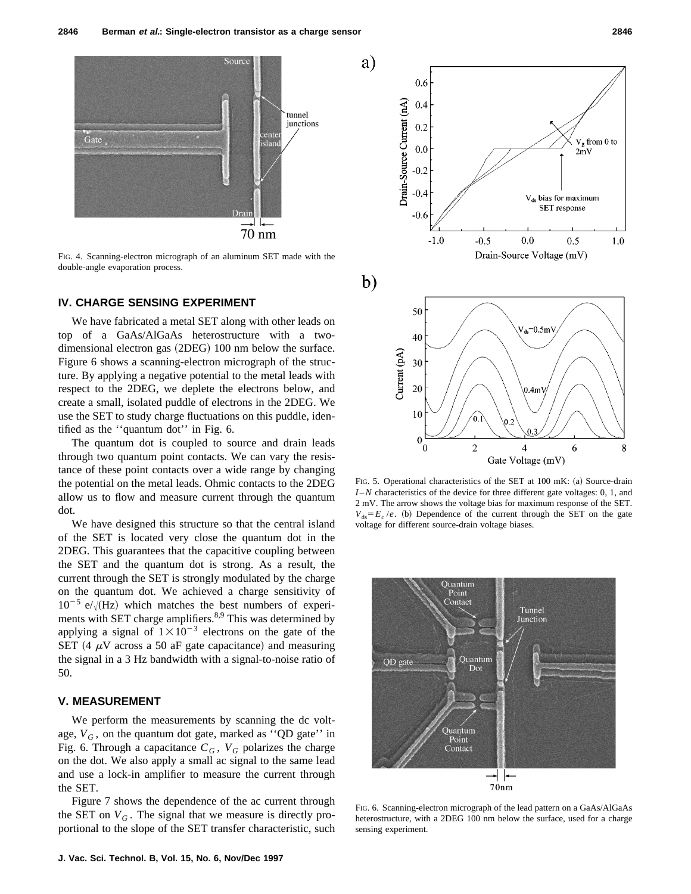FIG. 4. Scanning-electron micrograph of an aluminum SET made with the double-angle evaporation process.

## IV. CHARGE SENSING EXPERIMENT

We have fabricated a metal SET along with other leads on top of a GaAs/AlGaAs heterostructure with a two-dimensional electron gas (2DEG) 100 nm below the surface. Figure 6 shows a scanning-electron micrograph of the structure. By applying a negative potential to the metal leads with respect to the 2DEG, we deplete the electrons below, and create a small, isolated puddle of electrons in the 2DEG. We use the SET to study charge fluctuations on this puddle, identified as the ''quantum dot'' in Fig. 6.

The quantum dot is coupled to source and drain leads through two quantum point contacts. We can vary the resistance of these point contacts over a wide range by changing the potential on the metal leads. Ohmic contacts to the 2DEG allow us to flow and measure current through the quantum dot.

We have designed this structure so that the central island of the SET is located very close the quantum dot in the 2DEG. This guarantees that the capacitive coupling between the SET and the quantum dot is strong. As a result, the current through the SET is strongly modulated by the charge on the quantum dot. We achieved a charge sensitivity of $10^{-5}$ e/$\sqrt{(\text{Hz})}$ which matches the best numbers of experiments with SET charge amplifiers.[8,9] This was determined by applying a signal of $1\times 10^{-3}$ electrons on the gate of the SET (4 $\mu$V across a 50 aF gate capacitance) and measuring the signal in a 3 Hz bandwidth with a signal-to-noise ratio of 50.

## V. MEASUREMENT

We perform the measurements by scanning the dc voltage, $V_G$, on the quantum dot gate, marked as ''QD gate'' in Fig. 6. Through a capacitance $C_G$, $V_G$ polarizes the charge on the dot. We also apply a small ac signal to the same lead and use a lock-in amplifier to measure the current through the SET.

Figure 7 shows the dependence of the ac current through the SET on $V_G$. The signal that we measure is directly proportional to the slope of the SET transfer characteristic, such

FIG. 5. Operational characteristics of the SET at 100 mK: (a) Source-drain $I-N$ characteristics of the device for three different gate voltages: 0, 1, and 2 mV. The arrow shows the voltage bias for maximum response of the SET. $V_{ds}=E_c/e$. (b) Dependence of the current through the SET on the gate voltage for different source-drain voltage biases.

FIG. 6. Scanning-electron micrograph of the lead pattern on a GaAs/AlGaAs heterostructure, with a 2DEG 100 nm below the surface, used for a charge sensing experiment.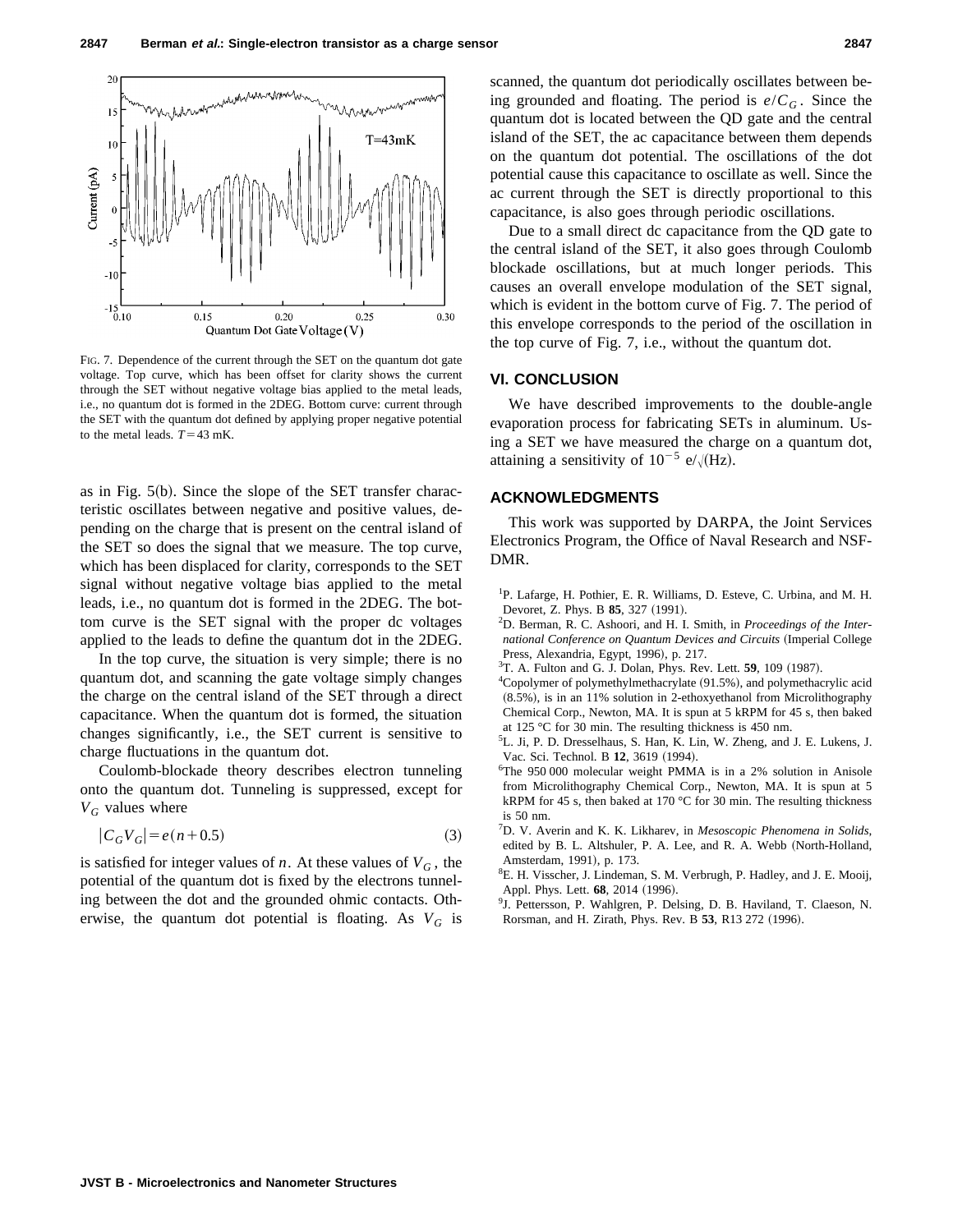T=43mK

Current (pA)

Quantum Dot Gate Voltage (V)

20
15
10
5
0
-5
-10
-15

0.10
0.15
0.20
0.25
0.30

FIG. 7. Dependence of the current through the SET on the quantum dot gate voltage. Top curve, which has been offset for clarity shows the current through the SET without negative voltage bias applied to the metal leads, i.e., no quantum dot is formed in the 2DEG. Bottom curve: current through the SET with the quantum dot defined by applying proper negative potential to the metal leads. $T = 43$ mK.

as in Fig. 5(b). Since the slope of the SET transfer characteristic oscillates between negative and positive values, depending on the charge that is present on the central island of the SET so does the signal that we measure. The top curve, which has been displaced for clarity, corresponds to the SET signal without negative voltage bias applied to the metal leads, i.e., no quantum dot is formed in the 2DEG. The bottom curve is the SET signal with the proper dc voltages applied to the leads to define the quantum dot in the 2DEG.

In the top curve, the situation is very simple; there is no quantum dot, and scanning the gate voltage simply changes the charge on the central island of the SET through a direct capacitance. When the quantum dot is formed, the situation changes significantly, i.e., the SET current is sensitive to charge fluctuations in the quantum dot.

Coulomb-blockade theory describes electron tunneling onto the quantum dot. Tunneling is suppressed, except for $V_G$ values where

$$|C_G V_G| = e(n + 0.5) \tag{3}$$

is satisfied for integer values of $n$. At these values of $V_G$, the potential of the quantum dot is fixed by the electrons tunneling between the dot and the grounded ohmic contacts. Otherwise, the quantum dot potential is floating. As $V_G$ is scanned, the quantum dot periodically oscillates between being grounded and floating. The period is $e/C_G$. Since the quantum dot is located between the QD gate and the central island of the SET, the ac capacitance between them depends on the quantum dot potential. The oscillations of the dot potential cause this capacitance to oscillate as well. Since the ac current through the SET is directly proportional to this capacitance, is also goes through periodic oscillations.

Due to a small direct dc capacitance from the QD gate to the central island of the SET, it also goes through Coulomb blockade oscillations, but at much longer periods. This causes an overall envelope modulation of the SET signal, which is evident in the bottom curve of Fig. 7. The period of this envelope corresponds to the period of the oscillation in the top curve of Fig. 7, i.e., without the quantum dot.

## VI. CONCLUSION

We have described improvements to the double-angle evaporation process for fabricating SETs in aluminum. Using a SET we have measured the charge on a quantum dot, attaining a sensitivity of $10^{-5}$ e/$\sqrt{\text{(Hz)}}$.

## ACKNOWLEDGMENTS

This work was supported by DARPA, the Joint Services Electronics Program, the Office of Naval Research and NSF-DMR.

[1] P. Lafarge, H. Pothier, E. R. Williams, D. Esteve, C. Urbina, and M. H. Devoret, Z. Phys. B **85**, 327 (1991).

[2] D. Berman, R. C. Ashoori, and H. I. Smith, in *Proceedings of the International Conference on Quantum Devices and Circuits* (Imperial College Press, Alexandria, Egypt, 1996), p. 217.

[3] T. A. Fulton and G. J. Dolan, Phys. Rev. Lett. **59**, 109 (1987).

[4] Copolymer of polymethylmethacrylate (91.5%), and polymethacrylic acid (8.5%), is in an 11% solution in 2-ethoxyethanol from Microlithography Chemical Corp., Newton, MA. It is spun at 5 kRPM for 45 s, then baked at 125 °C for 30 min. The resulting thickness is 450 nm.

[5] L. Ji, P. D. Dresselhaus, S. Han, K. Lin, W. Zheng, and J. E. Lukens, J. Vac. Sci. Technol. B **12**, 3619 (1994).

[6] The 950 000 molecular weight PMMA is in a 2% solution in Anisole from Microlithography Chemical Corp., Newton, MA. It is spun at 5 kRPM for 45 s, then baked at 170 °C for 30 min. The resulting thickness is 50 nm.

[7] D. V. Averin and K. K. Likharev, in *Mesoscopic Phenomena in Solids*, edited by B. L. Altshuler, P. A. Lee, and R. A. Webb (North-Holland, Amsterdam, 1991), p. 173.

[8] E. H. Visscher, J. Lindeman, S. M. Verbrugh, P. Hadley, and J. E. Mooij, Appl. Phys. Lett. **68**, 2014 (1996).

[9] J. Pettersson, P. Wahlgren, P. Delsing, D. B. Haviland, T. Claeson, N. Rorsman, and H. Zirath, Phys. Rev. B **53**, R13 272 (1996).